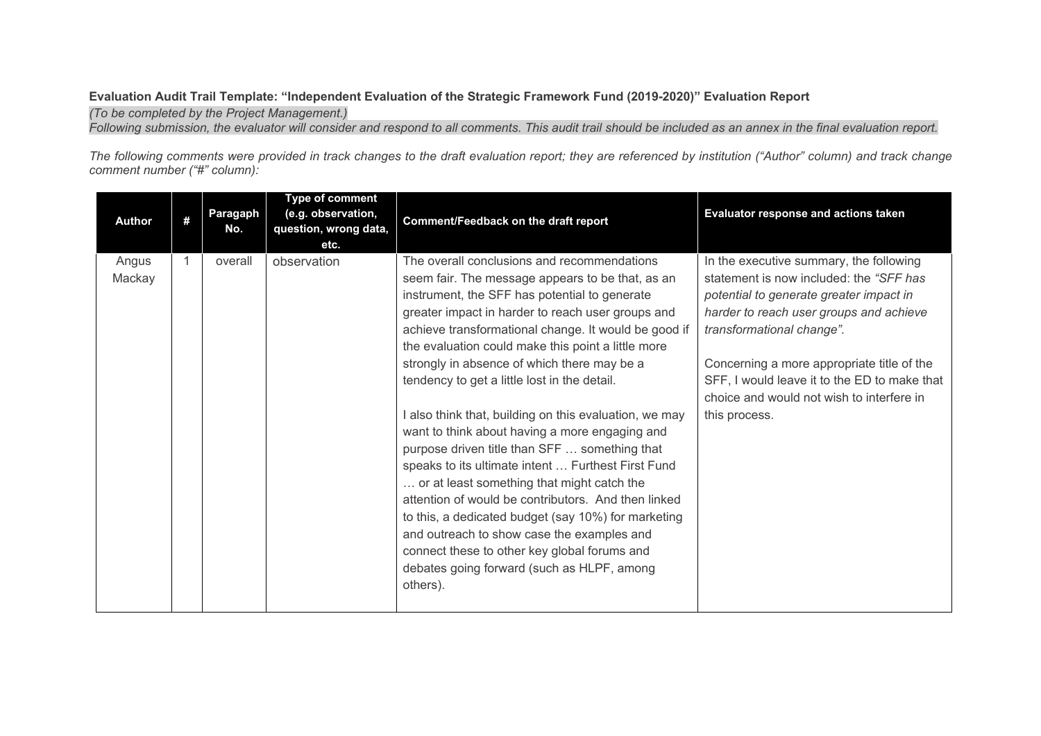**Evaluation Audit Trail Template: "Independent Evaluation of the Strategic Framework Fund (2019-2020)" Evaluation Report**

*(To be completed by the Project Management.)*

*Following submission, the evaluator will consider and respond to all comments. This audit trail should be included as an annex in the final evaluation report.*

*The following comments were provided in track changes to the draft evaluation report; they are referenced by institution ("Author" column) and track change comment number ("#" column):*

| Author | # | Paragaph No. | Type of comment (e.g. observation, question, wrong data, etc. | Comment/Feedback on the draft report | Evaluator response and actions taken |
|---|---|---|---|---|---|
| Angus Mackay | 1 | overall | observation | The overall conclusions and recommendations seem fair. The message appears to be that, as an instrument, the SFF has potential to generate greater impact in harder to reach user groups and achieve transformational change. It would be good if the evaluation could make this point a little more strongly in absence of which there may be a tendency to get a little lost in the detail.<br><br>I also think that, building on this evaluation, we may want to think about having a more engaging and purpose driven title than SFF … something that speaks to its ultimate intent … Furthest First Fund … or at least something that might catch the attention of would be contributors. And then linked to this, a dedicated budget (say 10%) for marketing and outreach to show case the examples and connect these to other key global forums and debates going forward (such as HLPF, among others). | In the executive summary, the following statement is now included: the *"SFF has potential to generate greater impact in harder to reach user groups and achieve transformational change".*<br><br>Concerning a more appropriate title of the SFF, I would leave it to the ED to make that choice and would not wish to interfere in this process. |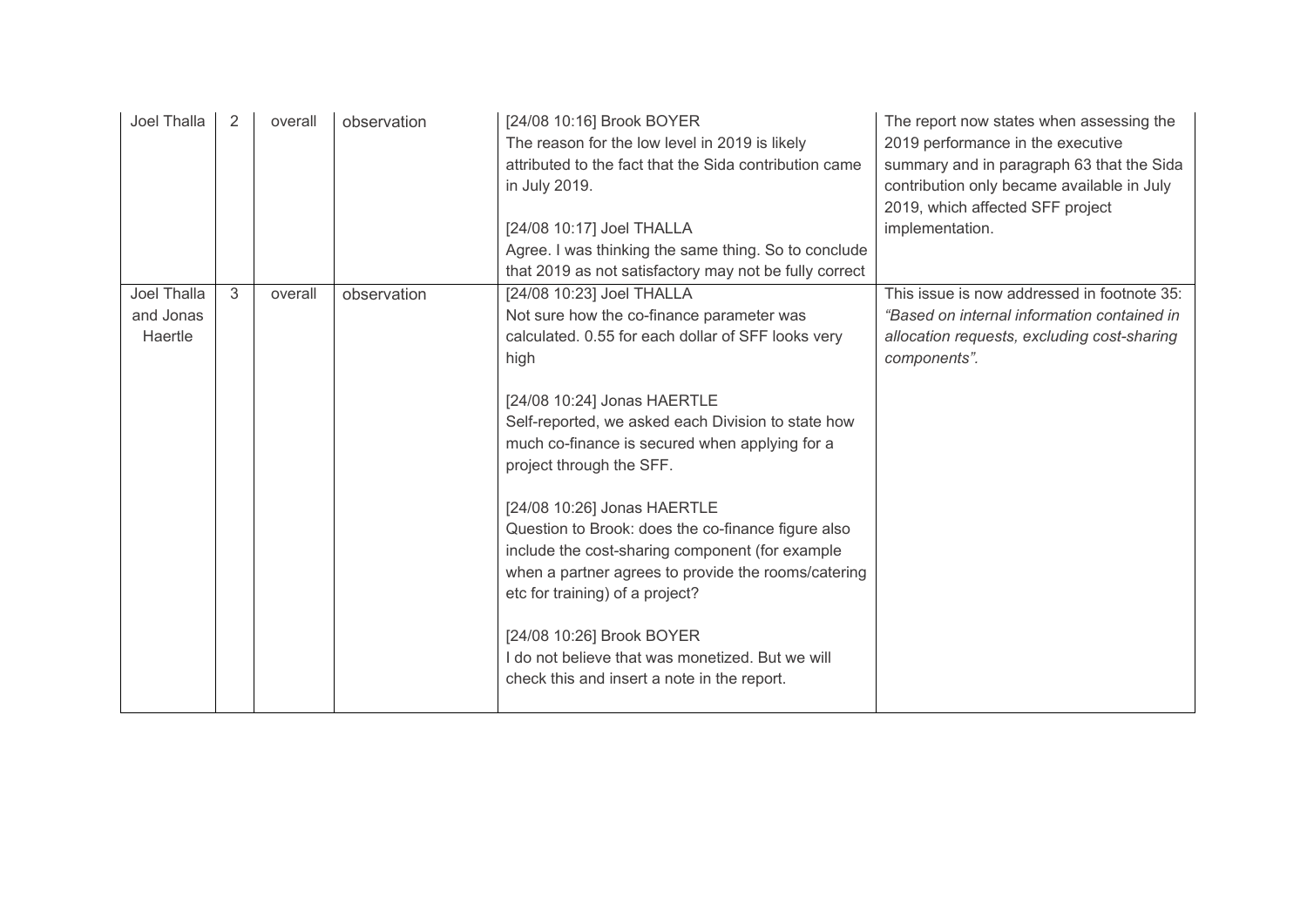| | | | | | |
|---|---|---|---|---|---|
| Joel Thalla | 2 | overall | observation | [24/08 10:16] Brook BOYER<br>The reason for the low level in 2019 is likely attributed to the fact that the Sida contribution came in July 2019.<br><br>[24/08 10:17] Joel THALLA<br>Agree. I was thinking the same thing. So to conclude that 2019 as not satisfactory may not be fully correct | The report now states when assessing the 2019 performance in the executive summary and in paragraph 63 that the Sida contribution only became available in July 2019, which affected SFF project implementation. |
| Joel Thalla and Jonas Haertle | 3 | overall | observation | [24/08 10:23] Joel THALLA<br>Not sure how the co-finance parameter was calculated. 0.55 for each dollar of SFF looks very high<br><br>[24/08 10:24] Jonas HAERTLE<br>Self-reported, we asked each Division to state how much co-finance is secured when applying for a project through the SFF.<br><br>[24/08 10:26] Jonas HAERTLE<br>Question to Brook: does the co-finance figure also include the cost-sharing component (for example when a partner agrees to provide the rooms/catering etc for training) of a project?<br><br>[24/08 10:26] Brook BOYER<br>I do not believe that was monetized. But we will check this and insert a note in the report. | This issue is now addressed in footnote 35: *"Based on internal information contained in allocation requests, excluding cost-sharing components".* |